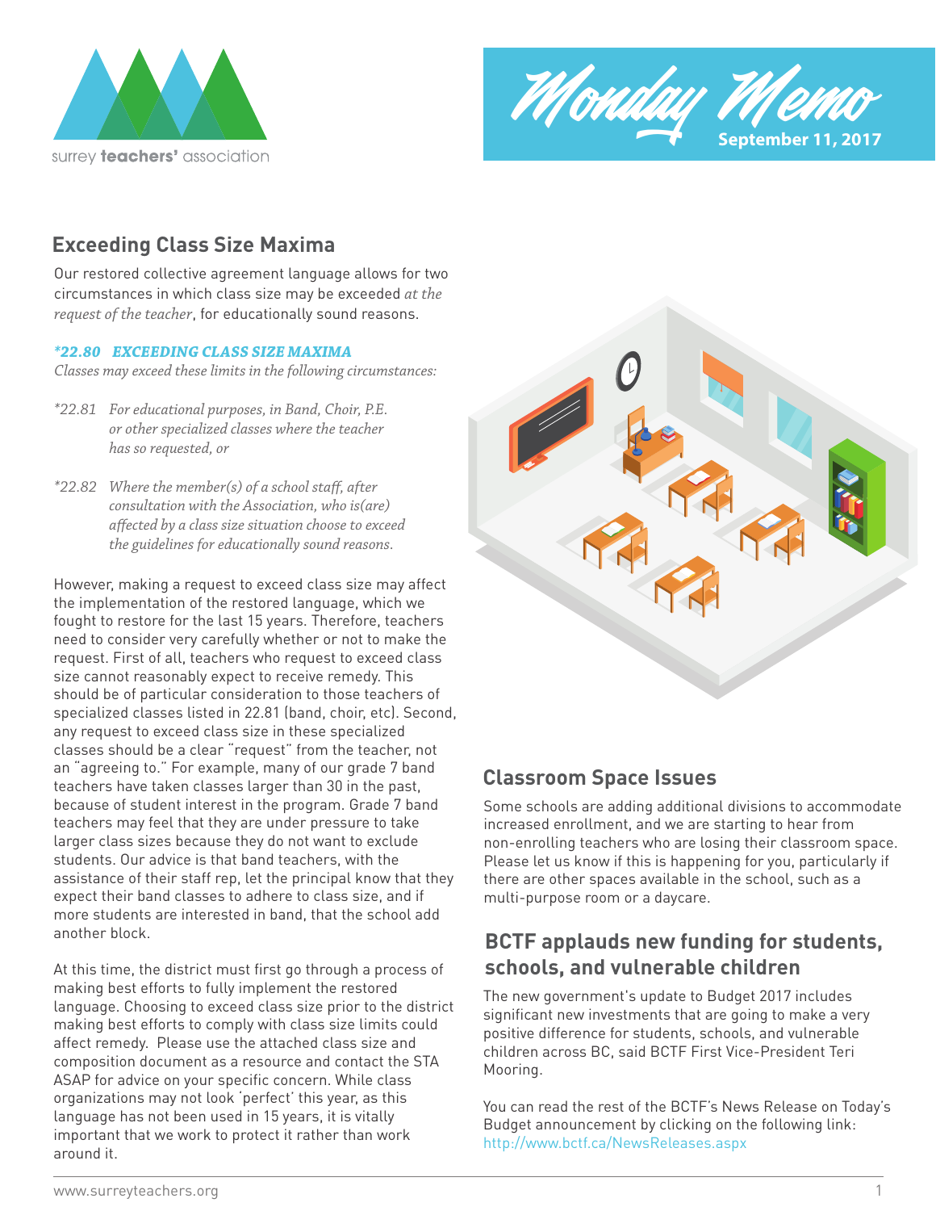surrey **teachers'** association

# Monday Memo

**September 11, 2017**

## Exceeding Class Size Maxima

Our restored collective agreement language allows for two circumstances in which class size may be exceeded *at the request of the teacher*, for educationally sound reasons.

***22.80 EXCEEDING CLASS SIZE MAXIMA***
*Classes may exceed these limits in the following circumstances:*

*22.81 *For educational purposes, in Band, Choir, P.E. or other specialized classes where the teacher has so requested, or*

*22.82 *Where the member(s) of a school staff, after consultation with the Association, who is(are) affected by a class size situation choose to exceed the guidelines for educationally sound reasons.*

However, making a request to exceed class size may affect the implementation of the restored language, which we fought to restore for the last 15 years. Therefore, teachers need to consider very carefully whether or not to make the request. First of all, teachers who request to exceed class size cannot reasonably expect to receive remedy. This should be of particular consideration to those teachers of specialized classes listed in 22.81 (band, choir, etc). Second, any request to exceed class size in these specialized classes should be a clear "request" from the teacher, not an "agreeing to." For example, many of our grade 7 band teachers have taken classes larger than 30 in the past, because of student interest in the program. Grade 7 band teachers may feel that they are under pressure to take larger class sizes because they do not want to exclude students. Our advice is that band teachers, with the assistance of their staff rep, let the principal know that they expect their band classes to adhere to class size, and if more students are interested in band, that the school add another block.

At this time, the district must first go through a process of making best efforts to fully implement the restored language. Choosing to exceed class size prior to the district making best efforts to comply with class size limits could affect remedy. Please use the attached class size and composition document as a resource and contact the STA ASAP for advice on your specific concern. While class organizations may not look 'perfect' this year, as this language has not been used in 15 years, it is vitally important that we work to protect it rather than work around it.

## Classroom Space Issues

Some schools are adding additional divisions to accommodate increased enrollment, and we are starting to hear from non-enrolling teachers who are losing their classroom space. Please let us know if this is happening for you, particularly if there are other spaces available in the school, such as a multi-purpose room or a daycare.

## BCTF applauds new funding for students, schools, and vulnerable children

The new government's update to Budget 2017 includes significant new investments that are going to make a very positive difference for students, schools, and vulnerable children across BC, said BCTF First Vice-President Teri Mooring.

You can read the rest of the BCTF's News Release on Today's Budget announcement by clicking on the following link: http://www.bctf.ca/NewsReleases.aspx

www.surreyteachers.org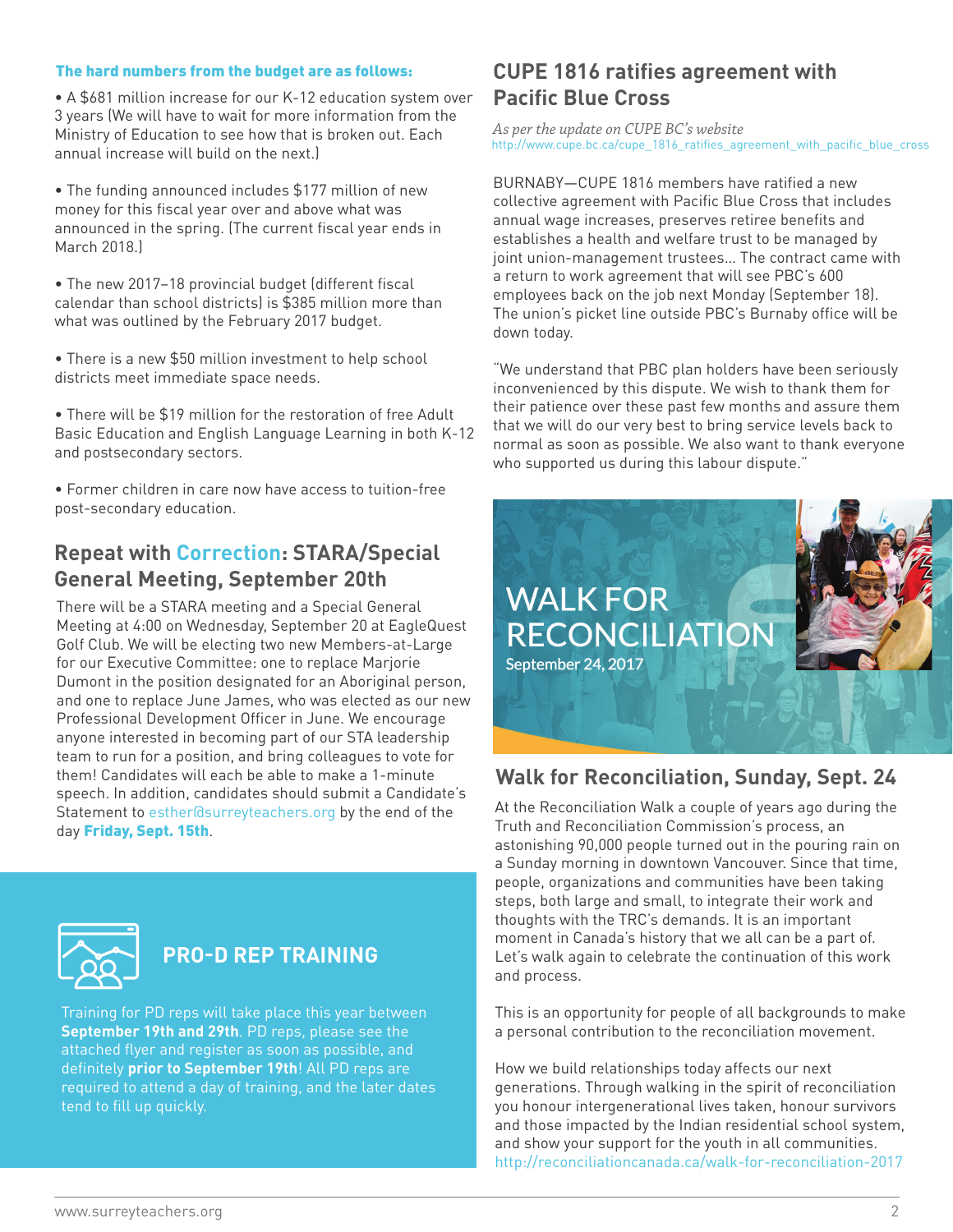**The hard numbers from the budget are as follows:**

- A $681 million increase for our K-12 education system over 3 years (We will have to wait for more information from the Ministry of Education to see how that is broken out. Each annual increase will build on the next.)

- The funding announced includes $177 million of new money for this fiscal year over and above what was announced in the spring. (The current fiscal year ends in March 2018.)

- The new 2017–18 provincial budget (different fiscal calendar than school districts) is $385 million more than what was outlined by the February 2017 budget.

- There is a new $50 million investment to help school districts meet immediate space needs.

- There will be $19 million for the restoration of free Adult Basic Education and English Language Learning in both K-12 and postsecondary sectors.

- Former children in care now have access to tuition-free post-secondary education.

## Repeat with Correction: STARA/Special General Meeting, September 20th

There will be a STARA meeting and a Special General Meeting at 4:00 on Wednesday, September 20 at EagleQuest Golf Club. We will be electing two new Members-at-Large for our Executive Committee: one to replace Marjorie Dumont in the position designated for an Aboriginal person, and one to replace June James, who was elected as our new Professional Development Officer in June. We encourage anyone interested in becoming part of our STA leadership team to run for a position, and bring colleagues to vote for them! Candidates will each be able to make a 1-minute speech. In addition, candidates should submit a Candidate's Statement to esther@surreyteachers.org by the end of the day **Friday, Sept. 15th**.

## PRO-D REP TRAINING

Training for PD reps will take place this year between **September 19th and 29th**. PD reps, please see the attached flyer and register as soon as possible, and definitely **prior to September 19th**! All PD reps are required to attend a day of training, and the later dates tend to fill up quickly.

## CUPE 1816 ratifies agreement with Pacific Blue Cross

*As per the update on CUPE BC's website*
http://www.cupe.bc.ca/cupe_1816_ratifies_agreement_with_pacific_blue_cross

BURNABY—CUPE 1816 members have ratified a new collective agreement with Pacific Blue Cross that includes annual wage increases, preserves retiree benefits and establishes a health and welfare trust to be managed by joint union-management trustees... The contract came with a return to work agreement that will see PBC's 600 employees back on the job next Monday (September 18). The union's picket line outside PBC's Burnaby office will be down today.

"We understand that PBC plan holders have been seriously inconvenienced by this dispute. We wish to thank them for their patience over these past few months and assure them that we will do our very best to bring service levels back to normal as soon as possible. We also want to thank everyone who supported us during this labour dispute."

WALK FOR RECONCILIATION
September 24, 2017

## Walk for Reconciliation, Sunday, Sept. 24

At the Reconciliation Walk a couple of years ago during the Truth and Reconciliation Commission's process, an astonishing 90,000 people turned out in the pouring rain on a Sunday morning in downtown Vancouver. Since that time, people, organizations and communities have been taking steps, both large and small, to integrate their work and thoughts with the TRC's demands. It is an important moment in Canada's history that we all can be a part of. Let's walk again to celebrate the continuation of this work and process.

This is an opportunity for people of all backgrounds to make a personal contribution to the reconciliation movement.

How we build relationships today affects our next generations. Through walking in the spirit of reconciliation you honour intergenerational lives taken, honour survivors and those impacted by the Indian residential school system, and show your support for the youth in all communities.
http://reconciliationcanada.ca/walk-for-reconciliation-2017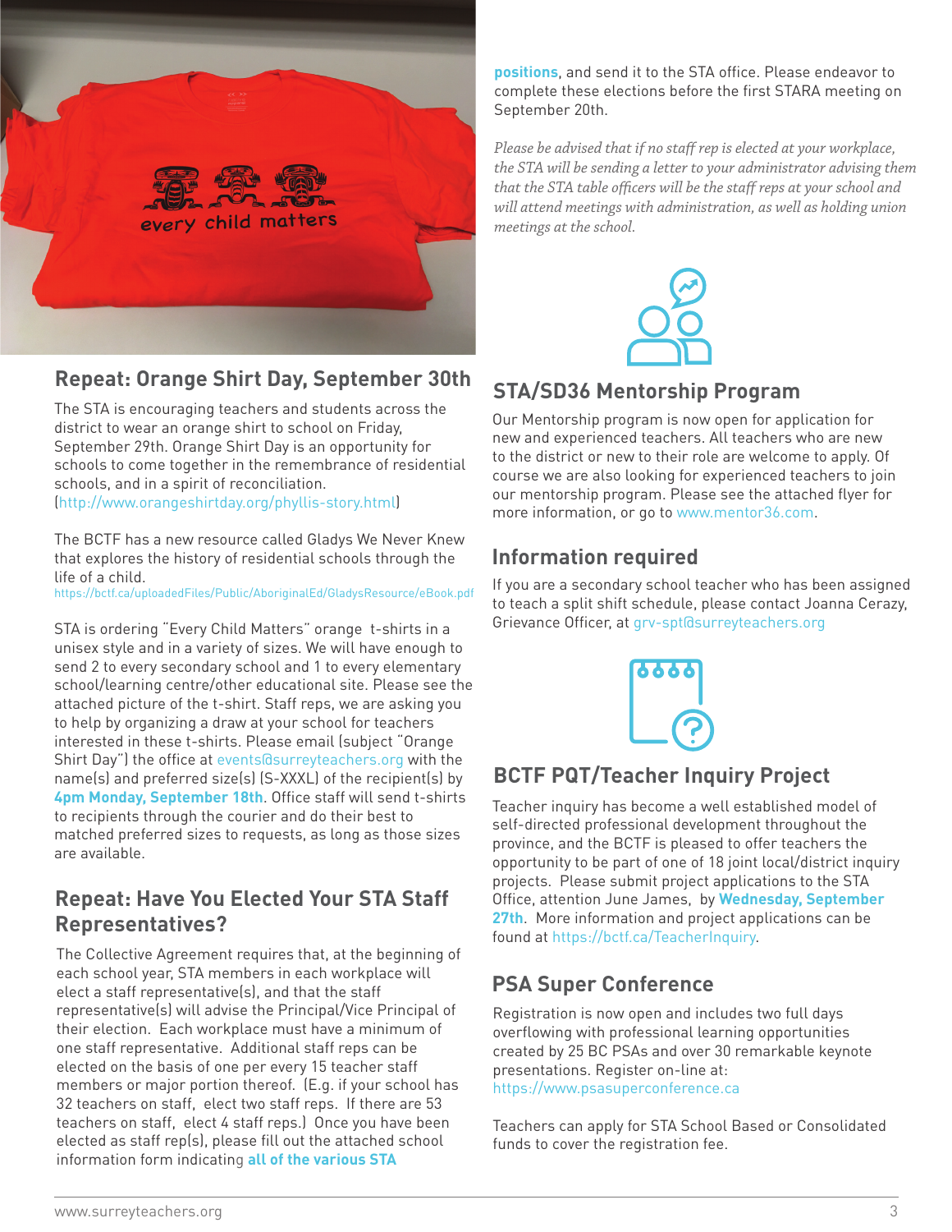## Repeat: Orange Shirt Day, September 30th

The STA is encouraging teachers and students across the district to wear an orange shirt to school on Friday, September 29th. Orange Shirt Day is an opportunity for schools to come together in the remembrance of residential schools, and in a spirit of reconciliation. (http://www.orangeshirtday.org/phyllis-story.html)

The BCTF has a new resource called Gladys We Never Knew that explores the history of residential schools through the life of a child.
https://bctf.ca/uploadedFiles/Public/AboriginalEd/GladysResource/eBook.pdf

STA is ordering "Every Child Matters" orange t-shirts in a unisex style and in a variety of sizes. We will have enough to send 2 to every secondary school and 1 to every elementary school/learning centre/other educational site. Please see the attached picture of the t-shirt. Staff reps, we are asking you to help by organizing a draw at your school for teachers interested in these t-shirts. Please email (subject "Orange Shirt Day") the office at events@surreyteachers.org with the name(s) and preferred size(s) (S-XXXL) of the recipient(s) by **4pm Monday, September 18th**. Office staff will send t-shirts to recipients through the courier and do their best to matched preferred sizes to requests, as long as those sizes are available.

## Repeat: Have You Elected Your STA Staff Representatives?

The Collective Agreement requires that, at the beginning of each school year, STA members in each workplace will elect a staff representative(s), and that the staff representative(s) will advise the Principal/Vice Principal of their election. Each workplace must have a minimum of one staff representative. Additional staff reps can be elected on the basis of one per every 15 teacher staff members or major portion thereof. (E.g. if your school has 32 teachers on staff, elect two staff reps. If there are 53 teachers on staff, elect 4 staff reps.) Once you have been elected as staff rep(s), please fill out the attached school information form indicating **all of the various STA positions**, and send it to the STA office. Please endeavor to complete these elections before the first STARA meeting on September 20th.

*Please be advised that if no staff rep is elected at your workplace, the STA will be sending a letter to your administrator advising them that the STA table officers will be the staff reps at your school and will attend meetings with administration, as well as holding union meetings at the school.*

## STA/SD36 Mentorship Program

Our Mentorship program is now open for application for new and experienced teachers. All teachers who are new to the district or new to their role are welcome to apply. Of course we are also looking for experienced teachers to join our mentorship program. Please see the attached flyer for more information, or go to www.mentor36.com.

## Information required

If you are a secondary school teacher who has been assigned to teach a split shift schedule, please contact Joanna Cerazy, Grievance Officer, at grv-spt@surreyteachers.org

## BCTF PQT/Teacher Inquiry Project

Teacher inquiry has become a well established model of self-directed professional development throughout the province, and the BCTF is pleased to offer teachers the opportunity to be part of one of 18 joint local/district inquiry projects. Please submit project applications to the STA Office, attention June James, by **Wednesday, September 27th**. More information and project applications can be found at https://bctf.ca/TeacherInquiry.

## PSA Super Conference

Registration is now open and includes two full days overflowing with professional learning opportunities created by 25 BC PSAs and over 30 remarkable keynote presentations. Register on-line at: https://www.psasuperconference.ca

Teachers can apply for STA School Based or Consolidated funds to cover the registration fee.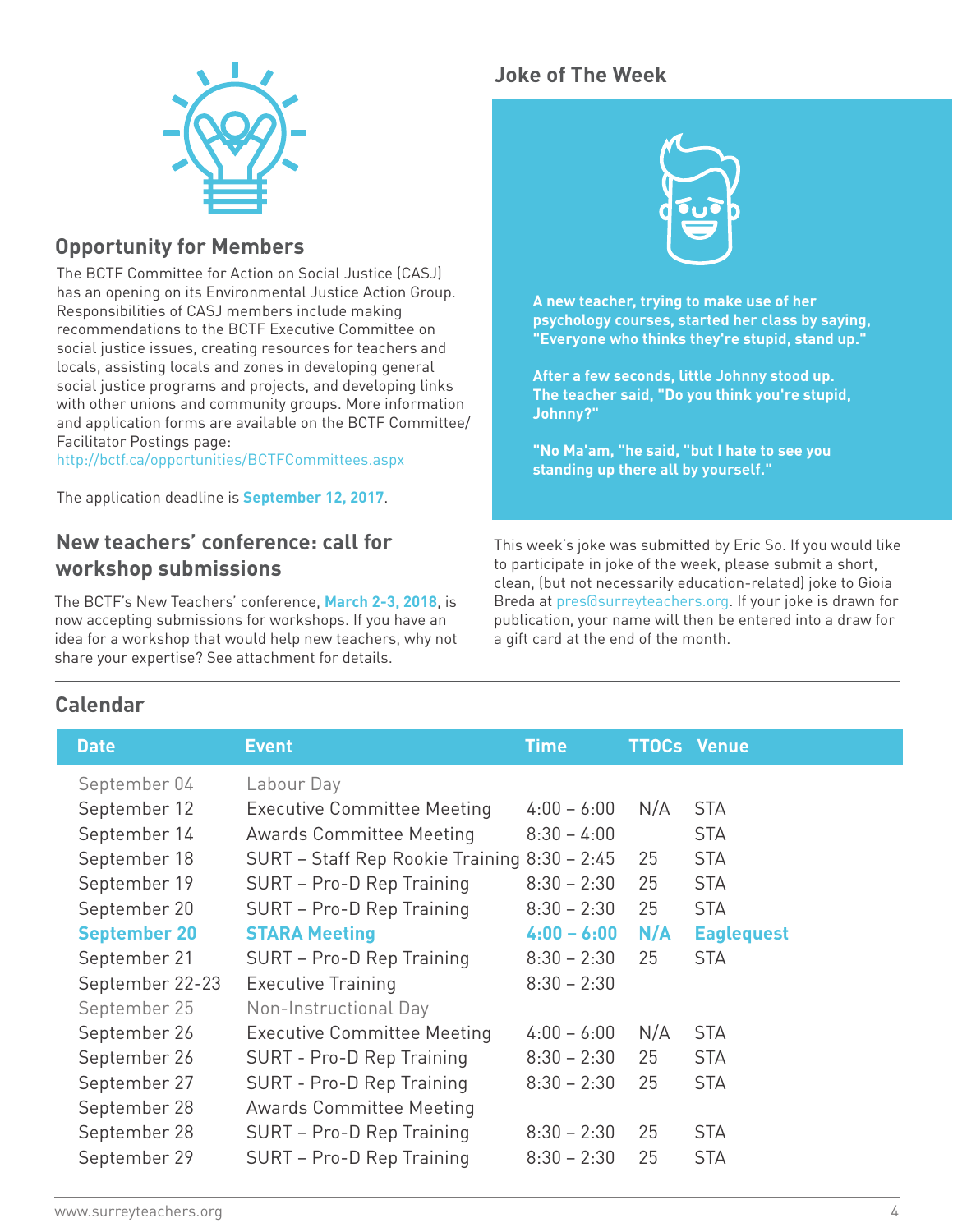## Opportunity for Members

The BCTF Committee for Action on Social Justice (CASJ) has an opening on its Environmental Justice Action Group. Responsibilities of CASJ members include making recommendations to the BCTF Executive Committee on social justice issues, creating resources for teachers and locals, assisting locals and zones in developing general social justice programs and projects, and developing links with other unions and community groups. More information and application forms are available on the BCTF Committee/ Facilitator Postings page:
http://bctf.ca/opportunities/BCTFCommittees.aspx

The application deadline is **September 12, 2017**.

## New teachers' conference: call for workshop submissions

The BCTF's New Teachers' conference, **March 2-3, 2018**, is now accepting submissions for workshops. If you have an idea for a workshop that would help new teachers, why not share your expertise? See attachment for details.

## Joke of The Week

**A new teacher, trying to make use of her psychology courses, started her class by saying, "Everyone who thinks they're stupid, stand up."**

**After a few seconds, little Johnny stood up. The teacher said, "Do you think you're stupid, Johnny?"**

**"No Ma'am, "he said, "but I hate to see you standing up there all by yourself."**

This week's joke was submitted by Eric So. If you would like to participate in joke of the week, please submit a short, clean, (but not necessarily education-related) joke to Gioia Breda at pres@surreyteachers.org. If your joke is drawn for publication, your name will then be entered into a draw for a gift card at the end of the month.

## Calendar

| Date | Event | Time | TTOCs | Venue |
|---|---|---|---|---|
| September 04 | Labour Day | | | |
| September 12 | Executive Committee Meeting | 4:00 – 6:00 | N/A | STA |
| September 14 | Awards Committee Meeting | 8:30 – 4:00 | | STA |
| September 18 | SURT – Staff Rep Rookie Training | 8:30 – 2:45 | 25 | STA |
| September 19 | SURT – Pro-D Rep Training | 8:30 – 2:30 | 25 | STA |
| September 20 | SURT – Pro-D Rep Training | 8:30 – 2:30 | 25 | STA |
| **September 20** | **STARA Meeting** | **4:00 – 6:00** | **N/A** | **Eaglequest** |
| September 21 | SURT – Pro-D Rep Training | 8:30 – 2:30 | 25 | STA |
| September 22-23 | Executive Training | 8:30 – 2:30 | | |
| September 25 | Non-Instructional Day | | | |
| September 26 | Executive Committee Meeting | 4:00 – 6:00 | N/A | STA |
| September 26 | SURT - Pro-D Rep Training | 8:30 – 2:30 | 25 | STA |
| September 27 | SURT - Pro-D Rep Training | 8:30 – 2:30 | 25 | STA |
| September 28 | Awards Committee Meeting | | | |
| September 28 | SURT – Pro-D Rep Training | 8:30 – 2:30 | 25 | STA |
| September 29 | SURT – Pro-D Rep Training | 8:30 – 2:30 | 25 | STA |